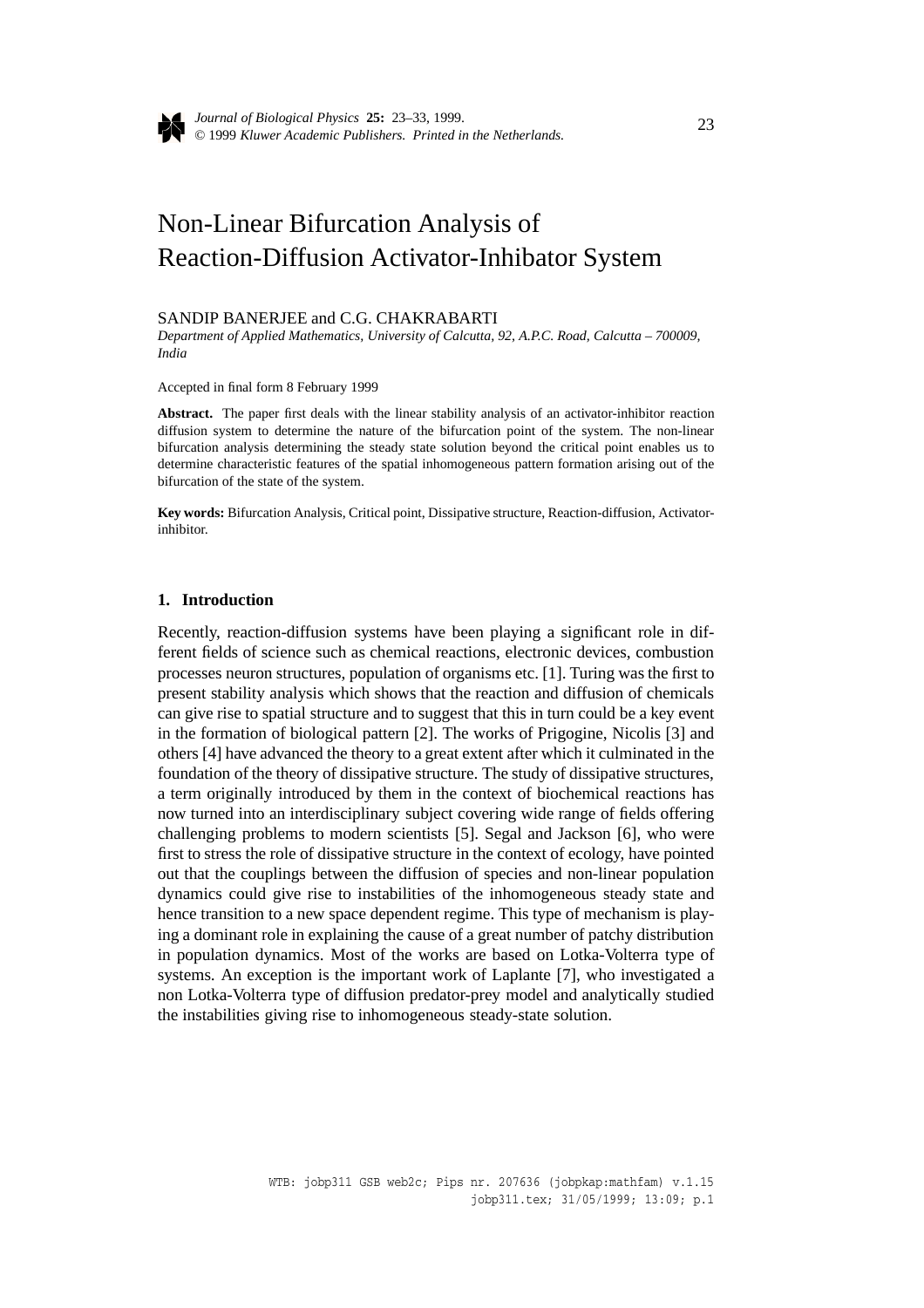# Non-Linear Bifurcation Analysis of Reaction-Diffusion Activator-Inhibator System

SANDIP BANERJEE and C.G. CHAKRABARTI

*Department of Applied Mathematics, University of Calcutta, 92, A.P.C. Road, Calcutta – 700009, India*

Accepted in final form 8 February 1999

**Abstract.** The paper first deals with the linear stability analysis of an activator-inhibitor reaction diffusion system to determine the nature of the bifurcation point of the system. The non-linear bifurcation analysis determining the steady state solution beyond the critical point enables us to determine characteristic features of the spatial inhomogeneous pattern formation arising out of the bifurcation of the state of the system.

**Key words:** Bifurcation Analysis, Critical point, Dissipative structure, Reaction-diffusion, Activator-inhibitor.

## 1. Introduction

Recently, reaction-diffusion systems have been playing a significant role in different fields of science such as chemical reactions, electronic devices, combustion processes neuron structures, population of organisms etc. [1]. Turing was the first to present stability analysis which shows that the reaction and diffusion of chemicals can give rise to spatial structure and to suggest that this in turn could be a key event in the formation of biological pattern [2]. The works of Prigogine, Nicolis [3] and others [4] have advanced the theory to a great extent after which it culminated in the foundation of the theory of dissipative structure. The study of dissipative structures, a term originally introduced by them in the context of biochemical reactions has now turned into an interdisciplinary subject covering wide range of fields offering challenging problems to modern scientists [5]. Segal and Jackson [6], who were first to stress the role of dissipative structure in the context of ecology, have pointed out that the couplings between the diffusion of species and non-linear population dynamics could give rise to instabilities of the inhomogeneous steady state and hence transition to a new space dependent regime. This type of mechanism is playing a dominant role in explaining the cause of a great number of patchy distribution in population dynamics. Most of the works are based on Lotka-Volterra type of systems. An exception is the important work of Laplante [7], who investigated a non Lotka-Volterra type of diffusion predator-prey model and analytically studied the instabilities giving rise to inhomogeneous steady-state solution.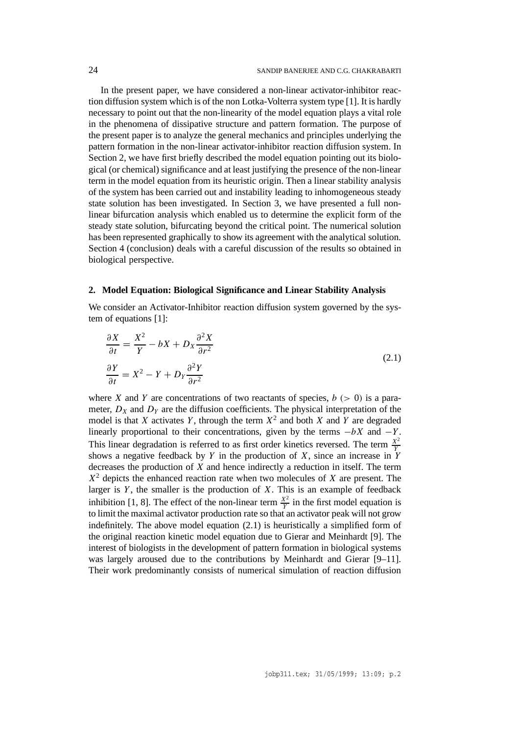In the present paper, we have considered a non-linear activator-inhibitor reaction diffusion system which is of the non Lotka-Volterra system type [1]. It is hardly necessary to point out that the non-linearity of the model equation plays a vital role in the phenomena of dissipative structure and pattern formation. The purpose of the present paper is to analyze the general mechanics and principles underlying the pattern formation in the non-linear activator-inhibitor reaction diffusion system. In Section 2, we have first briefly described the model equation pointing out its biological (or chemical) significance and at least justifying the presence of the non-linear term in the model equation from its heuristic origin. Then a linear stability analysis of the system has been carried out and instability leading to inhomogeneous steady state solution has been investigated. In Section 3, we have presented a full non-linear bifurcation analysis which enabled us to determine the explicit form of the steady state solution, bifurcating beyond the critical point. The numerical solution has been represented graphically to show its agreement with the analytical solution. Section 4 (conclusion) deals with a careful discussion of the results so obtained in biological perspective.

## 2. Model Equation: Biological Significance and Linear Stability Analysis

We consider an Activator-Inhibitor reaction diffusion system governed by the system of equations [1]:

$$
\begin{aligned}
\frac{\partial X}{\partial t} &= \frac{X^2}{Y} - bX + D_X \frac{\partial^2 X}{\partial r^2} \\
\frac{\partial Y}{\partial t} &= X^2 - Y + D_Y \frac{\partial^2 Y}{\partial r^2}
\end{aligned}
\tag{2.1}
$$

where $X$ and $Y$ are concentrations of two reactants of species, $b$ $(> 0)$ is a parameter, $D_X$ and $D_Y$ are the diffusion coefficients. The physical interpretation of the model is that $X$ activates $Y$, through the term $X^2$ and both $X$ and $Y$ are degraded linearly proportional to their concentrations, given by the terms $-bX$ and $-Y$. This linear degradation is referred to as first order kinetics reversed. The term $\frac{X^2}{Y}$ shows a negative feedback by $Y$ in the production of $X$, since an increase in $Y$ decreases the production of $X$ and hence indirectly a reduction in itself. The term $X^2$ depicts the enhanced reaction rate when two molecules of $X$ are present. The larger is $Y$, the smaller is the production of $X$. This is an example of feedback inhibition [1, 8]. The effect of the non-linear term $\frac{X^2}{Y}$ in the first model equation is to limit the maximal activator production rate so that an activator peak will not grow indefinitely. The above model equation (2.1) is heuristically a simplified form of the original reaction kinetic model equation due to Gierar and Meinhardt [9]. The interest of biologists in the development of pattern formation in biological systems was largely aroused due to the contributions by Meinhardt and Gierar [9–11]. Their work predominantly consists of numerical simulation of reaction diffusion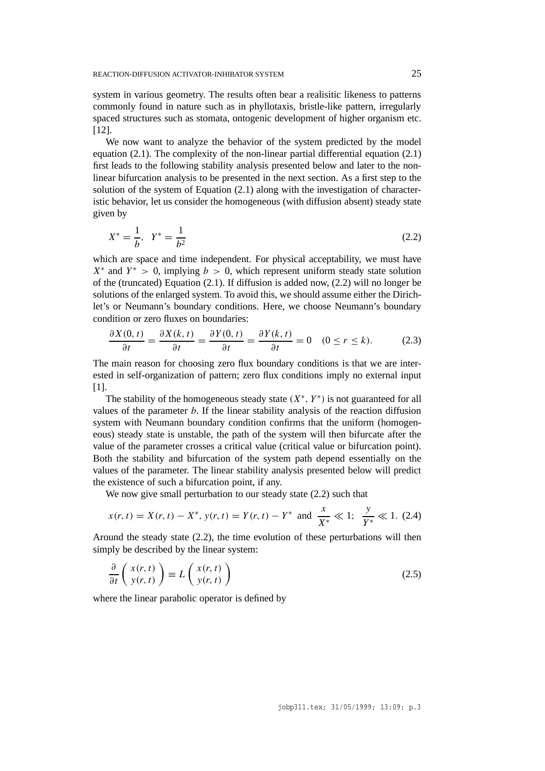system in various geometry. The results often bear a realisitic likeness to patterns commonly found in nature such as in phyllotaxis, bristle-like pattern, irregularly spaced structures such as stomata, ontogenic development of higher organism etc. [12].

We now want to analyze the behavior of the system predicted by the model equation (2.1). The complexity of the non-linear partial differential equation (2.1) first leads to the following stability analysis presented below and later to the non-linear bifurcation analysis to be presented in the next section. As a first step to the solution of the system of Equation (2.1) along with the investigation of characteristic behavior, let us consider the homogeneous (with diffusion absent) steady state given by

$$X^{*} = \frac{1}{b}, \quad Y^{*} = \frac{1}{b^{2}} \tag{2.2}$$

which are space and time independent. For physical acceptability, we must have $X^{*}$ and $Y^{*} > 0$, implying $b > 0$, which represent uniform steady state solution of the (truncated) Equation (2.1). If diffusion is added now, (2.2) will no longer be solutions of the enlarged system. To avoid this, we should assume either the Dirichlet's or Neumann's boundary conditions. Here, we choose Neumann's boundary condition or zero fluxes on boundaries:

$$\frac{\partial X(0,t)}{\partial t} = \frac{\partial X(k,t)}{\partial t} = \frac{\partial Y(0,t)}{\partial t} = \frac{\partial Y(k,t)}{\partial t} = 0 \quad (0 \leq r \leq k). \tag{2.3}$$

The main reason for choosing zero flux boundary conditions is that we are interested in self-organization of pattern; zero flux conditions imply no external input [1].

The stability of the homogeneous steady state $(X^{*}, Y^{*})$ is not guaranteed for all values of the parameter $b$. If the linear stability analysis of the reaction diffusion system with Neumann boundary condition confirms that the uniform (homogeneous) steady state is unstable, the path of the system will then bifurcate after the value of the parameter crosses a critical value (critical value or bifurcation point). Both the stability and bifurcation of the system path depend essentially on the values of the parameter. The linear stability analysis presented below will predict the existence of such a bifurcation point, if any.

We now give small perturbation to our steady state (2.2) such that

$$x(r,t) = X(r,t) - X^{*}, \; y(r,t) = Y(r,t) - Y^{*} \;\text{ and }\; \frac{x}{X^{*}} \ll 1; \;\; \frac{y}{Y^{*}} \ll 1. \tag{2.4}$$

Around the steady state (2.2), the time evolution of these perturbations will then simply be described by the linear system:

$$\frac{\partial}{\partial t}\begin{pmatrix} x(r,t) \\ y(r,t) \end{pmatrix} \equiv L \begin{pmatrix} x(r,t) \\ y(r,t) \end{pmatrix} \tag{2.5}$$

where the linear parabolic operator is defined by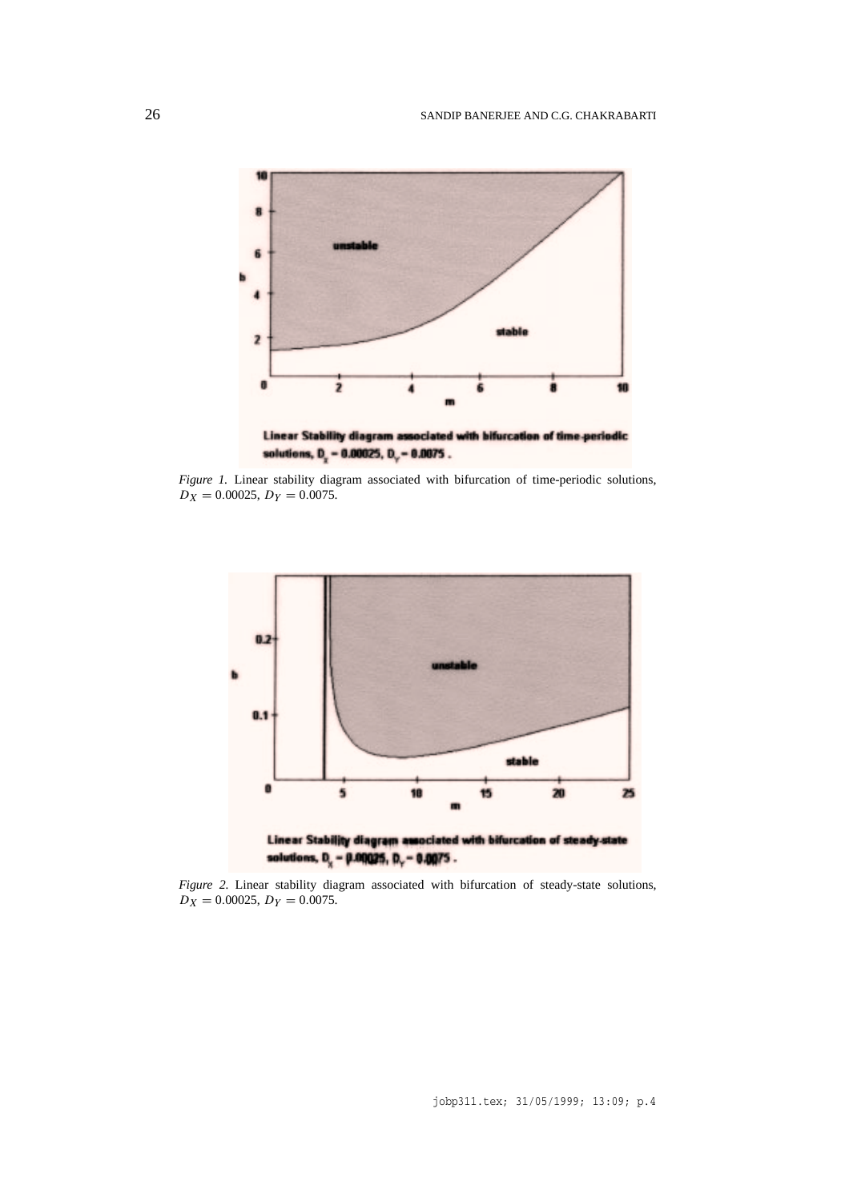*Figure 1.* Linear stability diagram associated with bifurcation of time-periodic solutions, $D_X = 0.00025$, $D_Y = 0.0075$.

*Figure 2.* Linear stability diagram associated with bifurcation of steady-state solutions, $D_X = 0.00025$, $D_Y = 0.0075$.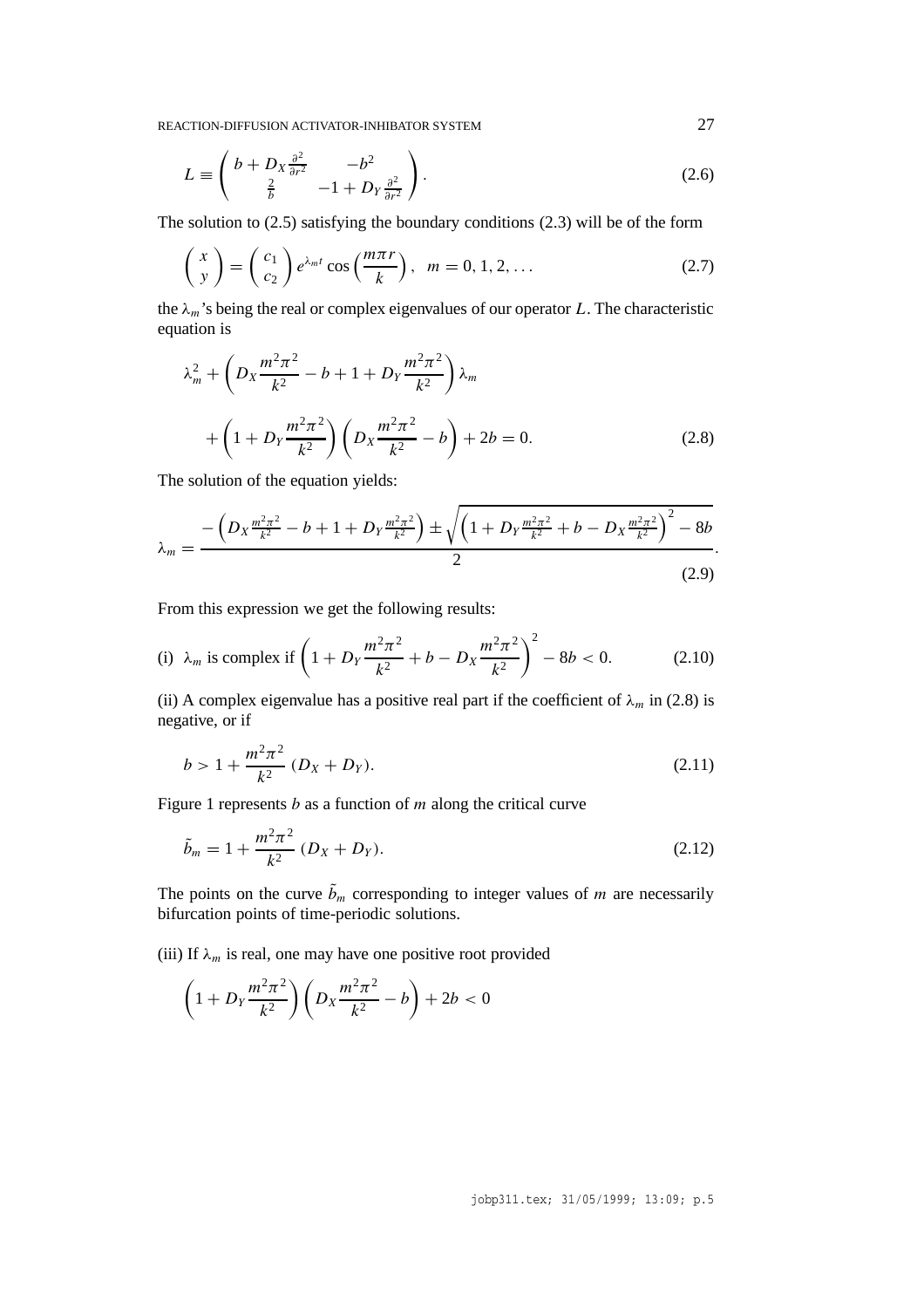$$L \equiv \begin{pmatrix} b + D_X \frac{\partial^2}{\partial r^2} & -b^2 \\ \frac{2}{b} & -1 + D_Y \frac{\partial^2}{\partial r^2} \end{pmatrix}. \tag{2.6}$$

The solution to (2.5) satisfying the boundary conditions (2.3) will be of the form

$$\begin{pmatrix} x \\ y \end{pmatrix} = \begin{pmatrix} c_1 \\ c_2 \end{pmatrix} e^{\lambda_m t} \cos\left(\frac{m\pi r}{k}\right), \quad m = 0, 1, 2, \ldots \tag{2.7}$$

the $\lambda_m$'s being the real or complex eigenvalues of our operator $L$. The characteristic equation is

$$\lambda_m^2 + \left(D_X \frac{m^2\pi^2}{k^2} - b + 1 + D_Y \frac{m^2\pi^2}{k^2}\right)\lambda_m$$

$$+ \left(1 + D_Y \frac{m^2\pi^2}{k^2}\right)\left(D_X \frac{m^2\pi^2}{k^2} - b\right) + 2b = 0. \tag{2.8}$$

The solution of the equation yields:

$$\lambda_m = \frac{-\left(D_X \frac{m^2\pi^2}{k^2} - b + 1 + D_Y \frac{m^2\pi^2}{k^2}\right) \pm \sqrt{\left(1 + D_Y \frac{m^2\pi^2}{k^2} + b - D_X \frac{m^2\pi^2}{k^2}\right)^2 - 8b}}{2}. \tag{2.9}$$

From this expression we get the following results:

(i) $\lambda_m$ is complex if $\left(1 + D_Y \frac{m^2\pi^2}{k^2} + b - D_X \frac{m^2\pi^2}{k^2}\right)^2 - 8b < 0. \qquad (2.10)$

(ii) A complex eigenvalue has a positive real part if the coefficient of $\lambda_m$ in (2.8) is negative, or if

$$b > 1 + \frac{m^2\pi^2}{k^2}(D_X + D_Y). \tag{2.11}$$

Figure 1 represents $b$ as a function of $m$ along the critical curve

$$\tilde{b}_m = 1 + \frac{m^2\pi^2}{k^2}(D_X + D_Y). \tag{2.12}$$

The points on the curve $\tilde{b}_m$ corresponding to integer values of $m$ are necessarily bifurcation points of time-periodic solutions.

(iii) If $\lambda_m$ is real, one may have one positive root provided

$$\left(1 + D_Y \frac{m^2\pi^2}{k^2}\right)\left(D_X \frac{m^2\pi^2}{k^2} - b\right) + 2b < 0$$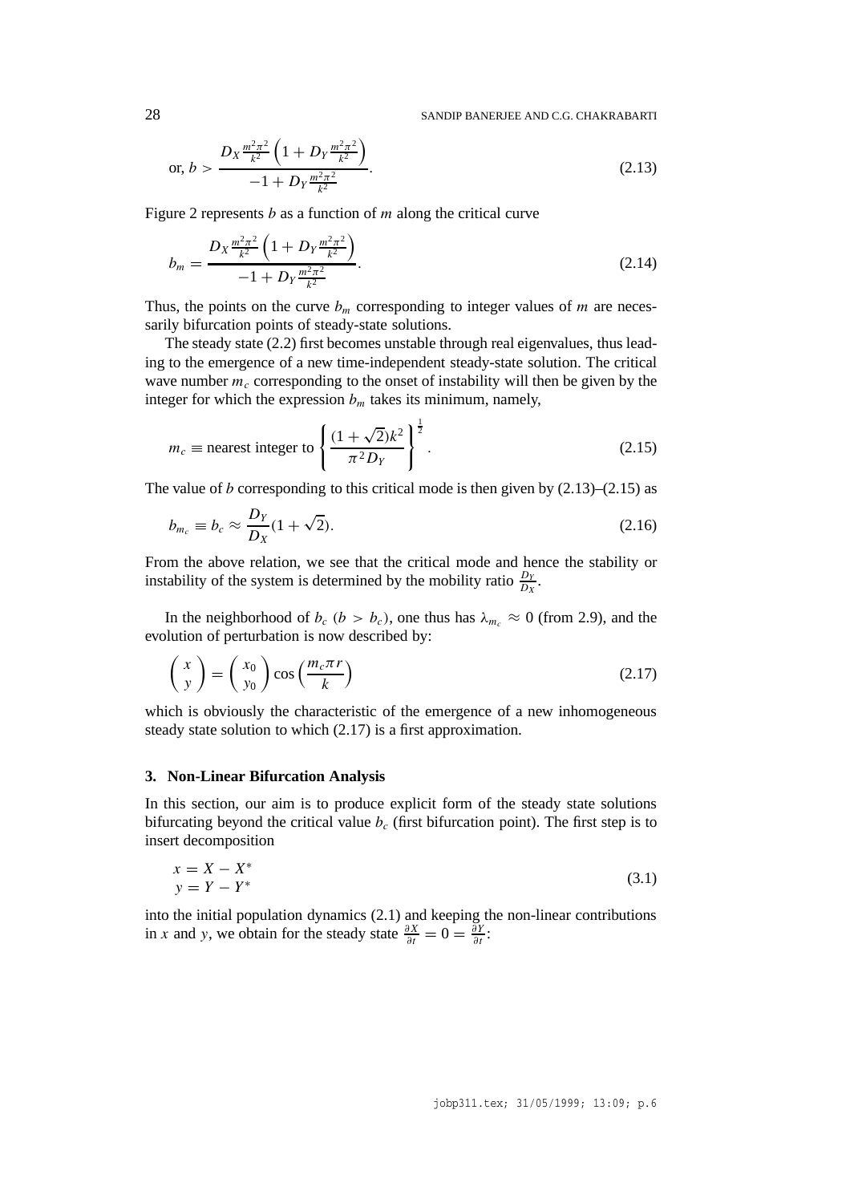$$\text{or, } b > \frac{D_X \frac{m^2\pi^2}{k^2}\left(1 + D_Y \frac{m^2\pi^2}{k^2}\right)}{-1 + D_Y \frac{m^2\pi^2}{k^2}}. \tag{2.13}$$

Figure 2 represents $b$ as a function of $m$ along the critical curve

$$b_m = \frac{D_X \frac{m^2\pi^2}{k^2}\left(1 + D_Y \frac{m^2\pi^2}{k^2}\right)}{-1 + D_Y \frac{m^2\pi^2}{k^2}}. \tag{2.14}$$

Thus, the points on the curve $b_m$ corresponding to integer values of $m$ are necessarily bifurcation points of steady-state solutions.

The steady state (2.2) first becomes unstable through real eigenvalues, thus leading to the emergence of a new time-independent steady-state solution. The critical wave number $m_c$ corresponding to the onset of instability will then be given by the integer for which the expression $b_m$ takes its minimum, namely,

$$m_c \equiv \text{nearest integer to } \left\{ \frac{(1+\sqrt{2})k^2}{\pi^2 D_Y} \right\}^{\frac{1}{2}}. \tag{2.15}$$

The value of $b$ corresponding to this critical mode is then given by (2.13)–(2.15) as

$$b_{m_c} \equiv b_c \approx \frac{D_Y}{D_X}(1+\sqrt{2}). \tag{2.16}$$

From the above relation, we see that the critical mode and hence the stability or instability of the system is determined by the mobility ratio $\frac{D_Y}{D_X}$.

In the neighborhood of $b_c$ ($b > b_c$), one thus has $\lambda_{m_c} \approx 0$ (from 2.9), and the evolution of perturbation is now described by:

$$\begin{pmatrix} x \\ y \end{pmatrix} = \begin{pmatrix} x_0 \\ y_0 \end{pmatrix} \cos\left(\frac{m_c \pi r}{k}\right) \tag{2.17}$$

which is obviously the characteristic of the emergence of a new inhomogeneous steady state solution to which (2.17) is a first approximation.

### 3. Non-Linear Bifurcation Analysis

In this section, our aim is to produce explicit form of the steady state solutions bifurcating beyond the critical value $b_c$ (first bifurcation point). The first step is to insert decomposition

$$\begin{aligned} x &= X - X^* \\ y &= Y - Y^* \end{aligned} \tag{3.1}$$

into the initial population dynamics (2.1) and keeping the non-linear contributions in $x$ and $y$, we obtain for the steady state $\frac{\partial X}{\partial t} = 0 = \frac{\partial Y}{\partial t}$: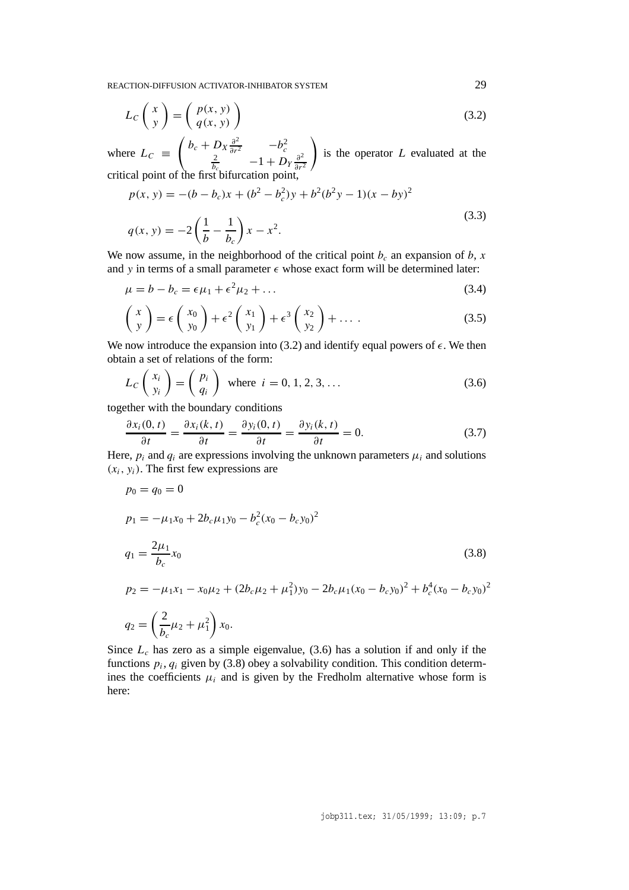$$L_C \begin{pmatrix} x \\ y \end{pmatrix} = \begin{pmatrix} p(x, y) \\ q(x, y) \end{pmatrix} \tag{3.2}$$

where $L_C \equiv \begin{pmatrix} b_c + D_X \frac{\partial^2}{\partial r^2} & -b_c^2 \\ \frac{2}{b_c} & -1 + D_Y \frac{\partial^2}{\partial r^2} \end{pmatrix}$ is the operator $L$ evaluated at the critical point of the first bifurcation point,

$$\begin{aligned} p(x, y) &= -(b - b_c)x + (b^2 - b_c^2)y + b^2(b^2 y - 1)(x - by)^2 \\ q(x, y) &= -2\left(\frac{1}{b} - \frac{1}{b_c}\right)x - x^2. \end{aligned} \tag{3.3}$$

We now assume, in the neighborhood of the critical point $b_c$ an expansion of $b$, $x$ and $y$ in terms of a small parameter $\epsilon$ whose exact form will be determined later:

$$\mu = b - b_c = \epsilon \mu_1 + \epsilon^2 \mu_2 + \ldots \tag{3.4}$$

$$\begin{pmatrix} x \\ y \end{pmatrix} = \epsilon \begin{pmatrix} x_0 \\ y_0 \end{pmatrix} + \epsilon^2 \begin{pmatrix} x_1 \\ y_1 \end{pmatrix} + \epsilon^3 \begin{pmatrix} x_2 \\ y_2 \end{pmatrix} + \ldots \,. \tag{3.5}$$

We now introduce the expansion into (3.2) and identify equal powers of $\epsilon$. We then obtain a set of relations of the form:

$$L_C \begin{pmatrix} x_i \\ y_i \end{pmatrix} = \begin{pmatrix} p_i \\ q_i \end{pmatrix} \quad \text{where } i = 0, 1, 2, 3, \ldots \tag{3.6}$$

together with the boundary conditions

$$\frac{\partial x_i(0, t)}{\partial t} = \frac{\partial x_i(k, t)}{\partial t} = \frac{\partial y_i(0, t)}{\partial t} = \frac{\partial y_i(k, t)}{\partial t} = 0. \tag{3.7}$$

Here, $p_i$ and $q_i$ are expressions involving the unknown parameters $\mu_i$ and solutions $(x_i, y_i)$. The first few expressions are

$$\begin{aligned} p_0 &= q_0 = 0 \\ p_1 &= -\mu_1 x_0 + 2b_c \mu_1 y_0 - b_c^2 (x_0 - b_c y_0)^2 \\ q_1 &= \frac{2\mu_1}{b_c} x_0 \\ p_2 &= -\mu_1 x_1 - x_0 \mu_2 + (2b_c \mu_2 + \mu_1^2) y_0 - 2b_c \mu_1 (x_0 - b_c y_0)^2 + b_c^4 (x_0 - b_c y_0)^2 \\ q_2 &= \left(\frac{2}{b_c}\mu_2 + \mu_1^2\right) x_0. \end{aligned} \tag{3.8}$$

Since $L_c$ has zero as a simple eigenvalue, (3.6) has a solution if and only if the functions $p_i, q_i$ given by (3.8) obey a solvability condition. This condition determines the coefficients $\mu_i$ and is given by the Fredholm alternative whose form is here: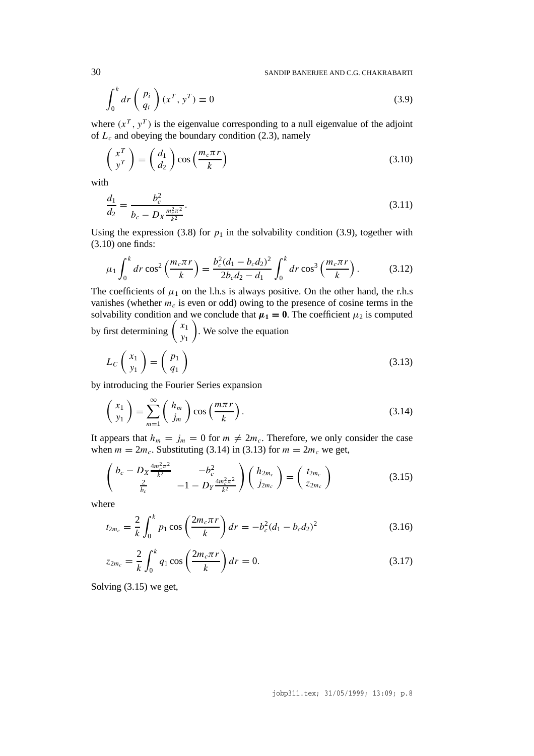$$\int_0^k dr \begin{pmatrix} p_i \\ q_i \end{pmatrix} (x^T, y^T) \equiv 0 \tag{3.9}$$

where $(x^T, y^T)$ is the eigenvalue corresponding to a null eigenvalue of the adjoint of $L_c$ and obeying the boundary condition (2.3), namely

$$\begin{pmatrix} x^T \\ y^T \end{pmatrix} = \begin{pmatrix} d_1 \\ d_2 \end{pmatrix} \cos\left(\frac{m_c \pi r}{k}\right) \tag{3.10}$$

with

$$\frac{d_1}{d_2} = \frac{b_c^2}{b_c - D_X \frac{m_c^2 \pi^2}{k^2}}. \tag{3.11}$$

Using the expression (3.8) for $p_1$ in the solvability condition (3.9), together with (3.10) one finds:

$$\mu_1 \int_0^k dr \cos^2\left(\frac{m_c \pi r}{k}\right) = \frac{b_c^2 (d_1 - b_c d_2)^2}{2 b_c d_2 - d_1} \int_0^k dr \cos^3\left(\frac{m_c \pi r}{k}\right). \tag{3.12}$$

The coefficients of $\mu_1$ on the l.h.s is always positive. On the other hand, the r.h.s vanishes (whether $m_c$ is even or odd) owing to the presence of cosine terms in the solvability condition and we conclude that $\boldsymbol{\mu_1 = 0}$. The coefficient $\mu_2$ is computed by first determining $\begin{pmatrix} x_1 \\ y_1 \end{pmatrix}$. We solve the equation

$$L_C \begin{pmatrix} x_1 \\ y_1 \end{pmatrix} = \begin{pmatrix} p_1 \\ q_1 \end{pmatrix} \tag{3.13}$$

by introducing the Fourier Series expansion

$$\begin{pmatrix} x_1 \\ y_1 \end{pmatrix} = \sum_{m=1}^{\infty} \begin{pmatrix} h_m \\ j_m \end{pmatrix} \cos\left(\frac{m \pi r}{k}\right). \tag{3.14}$$

It appears that $h_m = j_m = 0$ for $m \neq 2m_c$. Therefore, we only consider the case when $m = 2m_c$. Substituting (3.14) in (3.13) for $m = 2m_c$ we get,

$$\begin{pmatrix} b_c - D_X \frac{4 m_c^2 \pi^2}{k^2} & -b_c^2 \\ \frac{2}{b_c} & -1 - D_Y \frac{4 m_c^2 \pi^2}{k^2} \end{pmatrix} \begin{pmatrix} h_{2m_c} \\ j_{2m_c} \end{pmatrix} = \begin{pmatrix} t_{2m_c} \\ z_{2m_c} \end{pmatrix} \tag{3.15}$$

where

$$t_{2m_c} = \frac{2}{k} \int_0^k p_1 \cos\left(\frac{2 m_c \pi r}{k}\right) dr = -b_c^2 (d_1 - b_c d_2)^2 \tag{3.16}$$

$$z_{2m_c} = \frac{2}{k} \int_0^k q_1 \cos\left(\frac{2 m_c \pi r}{k}\right) dr = 0. \tag{3.17}$$

Solving (3.15) we get,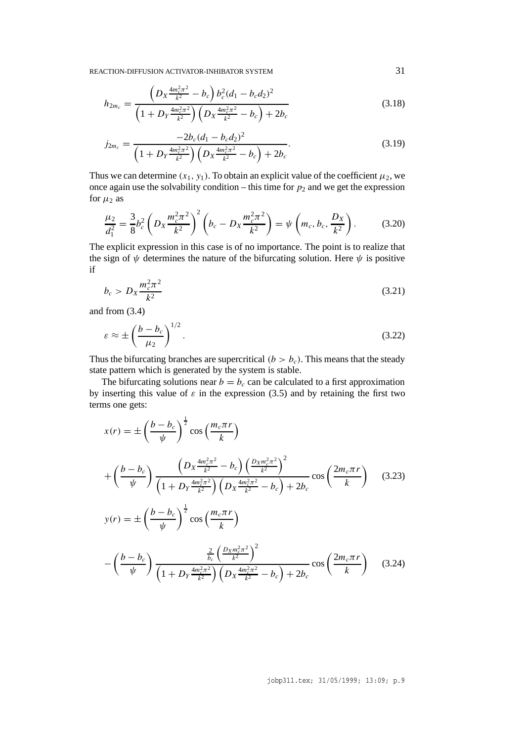$$h_{2m_c} = \frac{\left(D_X \frac{4m_c^2\pi^2}{k^2} - b_c\right) b_c^2 (d_1 - b_c d_2)^2}{\left(1 + D_Y \frac{4m_c^2\pi^2}{k^2}\right)\left(D_X \frac{4m_c^2\pi^2}{k^2} - b_c\right) + 2b_c} \tag{3.18}$$

$$j_{2m_c} = \frac{-2b_c (d_1 - b_c d_2)^2}{\left(1 + D_Y \frac{4m_c^2\pi^2}{k^2}\right)\left(D_X \frac{4m_c^2\pi^2}{k^2} - b_c\right) + 2b_c}. \tag{3.19}$$

Thus we can determine $(x_1, y_1)$. To obtain an explicit value of the coefficient $\mu_2$, we once again use the solvability condition – this time for $p_2$ and we get the expression for $\mu_2$ as

$$\frac{\mu_2}{d_1^2} = \frac{3}{8} b_c^2 \left(D_X \frac{m_c^2\pi^2}{k^2}\right)^2 \left(b_c - D_X \frac{m_c^2\pi^2}{k^2}\right) = \psi\left(m_c, b_c, \frac{D_X}{k^2}\right). \tag{3.20}$$

The explicit expression in this case is of no importance. The point is to realize that the sign of $\psi$ determines the nature of the bifurcating solution. Here $\psi$ is positive if

$$b_c > D_X \frac{m_c^2\pi^2}{k^2} \tag{3.21}$$

and from (3.4)

$$\varepsilon \approx \pm \left(\frac{b - b_c}{\mu_2}\right)^{1/2}. \tag{3.22}$$

Thus the bifurcating branches are supercritical $(b > b_c)$. This means that the steady state pattern which is generated by the system is stable.

The bifurcating solutions near $b = b_c$ can be calculated to a first approximation by inserting this value of $\varepsilon$ in the expression (3.5) and by retaining the first two terms one gets:

$$x(r) = \pm \left(\frac{b - b_c}{\psi}\right)^{\frac{1}{2}} \cos\left(\frac{m_c \pi r}{k}\right) + \left(\frac{b - b_c}{\psi}\right) \frac{\left(D_X \frac{4m_c^2\pi^2}{k^2} - b_c\right)\left(\frac{D_X m_c^2\pi^2}{k^2}\right)^2}{\left(1 + D_Y \frac{4m_c^2\pi^2}{k^2}\right)\left(D_X \frac{4m_c^2\pi^2}{k^2} - b_c\right) + 2b_c} \cos\left(\frac{2m_c \pi r}{k}\right) \tag{3.23}$$

$$y(r) = \pm \left(\frac{b - b_c}{\psi}\right)^{\frac{1}{2}} \cos\left(\frac{m_c \pi r}{k}\right) - \left(\frac{b - b_c}{\psi}\right) \frac{\frac{2}{b_c}\left(\frac{D_X m_c^2\pi^2}{k^2}\right)^2}{\left(1 + D_Y \frac{4m_c^2\pi^2}{k^2}\right)\left(D_X \frac{4m_c^2\pi^2}{k^2} - b_c\right) + 2b_c} \cos\left(\frac{2m_c \pi r}{k}\right) \tag{3.24}$$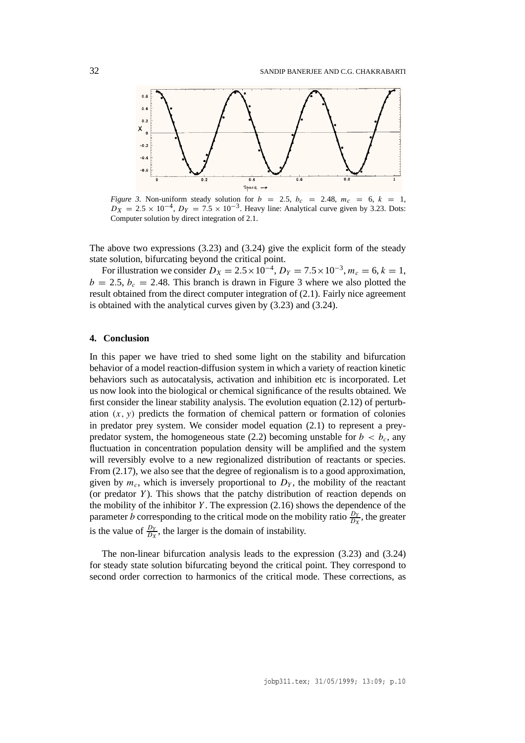*Figure 3.* Non-uniform steady solution for $b = 2.5$, $b_c = 2.48$, $m_c = 6$, $k = 1$, $D_X = 2.5 \times 10^{-4}$, $D_Y = 7.5 \times 10^{-3}$. Heavy line: Analytical curve given by 3.23. Dots: Computer solution by direct integration of 2.1.

The above two expressions (3.23) and (3.24) give the explicit form of the steady state solution, bifurcating beyond the critical point.

For illustration we consider $D_X = 2.5 \times 10^{-4}$, $D_Y = 7.5 \times 10^{-3}$, $m_c = 6$, $k = 1$, $b = 2.5$, $b_c = 2.48$. This branch is drawn in Figure 3 where we also plotted the result obtained from the direct computer integration of (2.1). Fairly nice agreement is obtained with the analytical curves given by (3.23) and (3.24).

## 4. Conclusion

In this paper we have tried to shed some light on the stability and bifurcation behavior of a model reaction-diffusion system in which a variety of reaction kinetic behaviors such as autocatalysis, activation and inhibition etc is incorporated. Let us now look into the biological or chemical significance of the results obtained. We first consider the linear stability analysis. The evolution equation (2.12) of perturbation $(x, y)$ predicts the formation of chemical pattern or formation of colonies in predator prey system. We consider model equation (2.1) to represent a prey-predator system, the homogeneous state (2.2) becoming unstable for $b < b_c$, any fluctuation in concentration population density will be amplified and the system will reversibly evolve to a new regionalized distribution of reactants or species. From (2.17), we also see that the degree of regionalism is to a good approximation, given by $m_c$, which is inversely proportional to $D_Y$, the mobility of the reactant (or predator $Y$). This shows that the patchy distribution of reaction depends on the mobility of the inhibitor $Y$. The expression (2.16) shows the dependence of the parameter $b$ corresponding to the critical mode on the mobility ratio $\frac{D_Y}{D_X}$, the greater is the value of $\frac{D_Y}{D_X}$, the larger is the domain of instability.

The non-linear bifurcation analysis leads to the expression (3.23) and (3.24) for steady state solution bifurcating beyond the critical point. They correspond to second order correction to harmonics of the critical mode. These corrections, as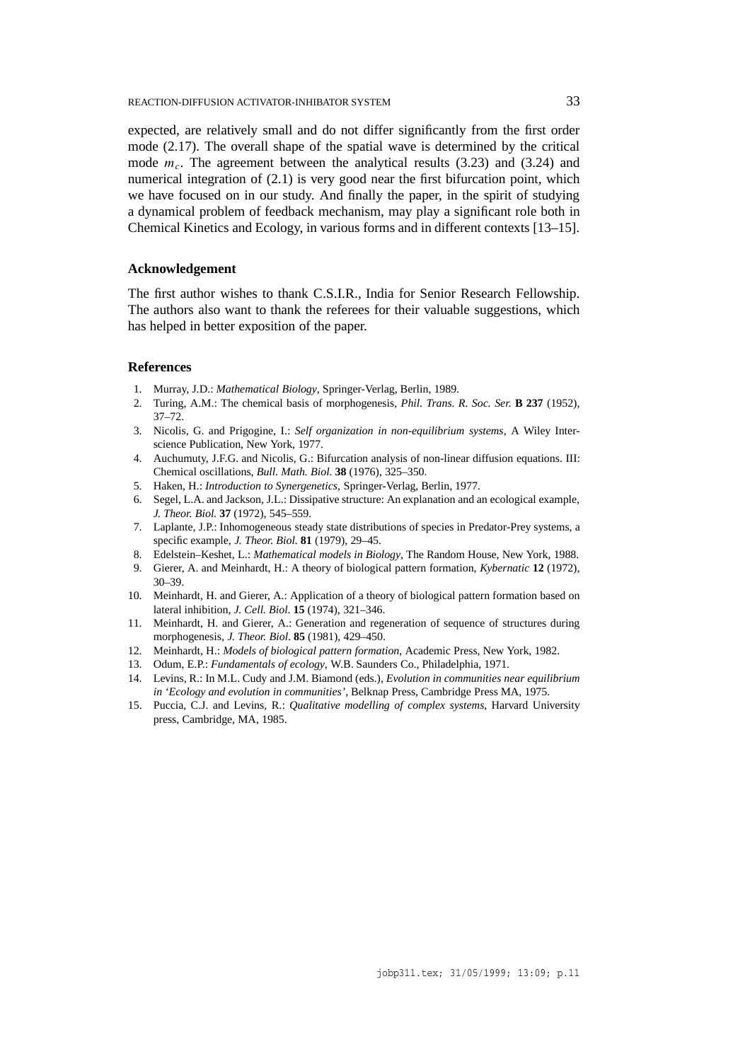expected, are relatively small and do not differ significantly from the first order mode (2.17). The overall shape of the spatial wave is determined by the critical mode $m_c$. The agreement between the analytical results (3.23) and (3.24) and numerical integration of (2.1) is very good near the first bifurcation point, which we have focused on in our study. And finally the paper, in the spirit of studying a dynamical problem of feedback mechanism, may play a significant role both in Chemical Kinetics and Ecology, in various forms and in different contexts [13–15].

## Acknowledgement

The first author wishes to thank C.S.I.R., India for Senior Research Fellowship. The authors also want to thank the referees for their valuable suggestions, which has helped in better exposition of the paper.

## References

1. Murray, J.D.: *Mathematical Biology*, Springer-Verlag, Berlin, 1989.
2. Turing, A.M.: The chemical basis of morphogenesis, *Phil. Trans. R. Soc. Ser.* **B 237** (1952), 37–72.
3. Nicolis, G. and Prigogine, I.: *Self organization in non-equilibrium systems*, A Wiley Interscience Publication, New York, 1977.
4. Auchmuty, J.F.G. and Nicolis, G.: Bifurcation analysis of non-linear diffusion equations. III: Chemical oscillations, *Bull. Math. Biol.* **38** (1976), 325–350.
5. Haken, H.: *Introduction to Synergenetics*, Springer-Verlag, Berlin, 1977.
6. Segel, L.A. and Jackson, J.L.: Dissipative structure: An explanation and an ecological example, *J. Theor. Biol.* **37** (1972), 545–559.
7. Laplante, J.P.: Inhomogeneous steady state distributions of species in Predator-Prey systems, a specific example, *J. Theor. Biol.* **81** (1979), 29–45.
8. Edelstein–Keshet, L.: *Mathematical models in Biology*, The Random House, New York, 1988.
9. Gierer, A. and Meinhardt, H.: A theory of biological pattern formation, *Kybernatic* **12** (1972), 30–39.
10. Meinhardt, H. and Gierer, A.: Application of a theory of biological pattern formation based on lateral inhibition, *J. Cell. Biol.* **15** (1974), 321–346.
11. Meinhardt, H. and Gierer, A.: Generation and regeneration of sequence of structures during morphogenesis, *J. Theor. Biol.* **85** (1981), 429–450.
12. Meinhardt, H.: *Models of biological pattern formation*, Academic Press, New York, 1982.
13. Odum, E.P.: *Fundamentals of ecology*, W.B. Saunders Co., Philadelphia, 1971.
14. Levins, R.: In M.L. Cudy and J.M. Biamond (eds.), *Evolution in communities near equilibrium in 'Ecology and evolution in communities'*, Belknap Press, Cambridge Press MA, 1975.
15. Puccia, C.J. and Levins, R.: *Qualitative modelling of complex systems*, Harvard University press, Cambridge, MA, 1985.